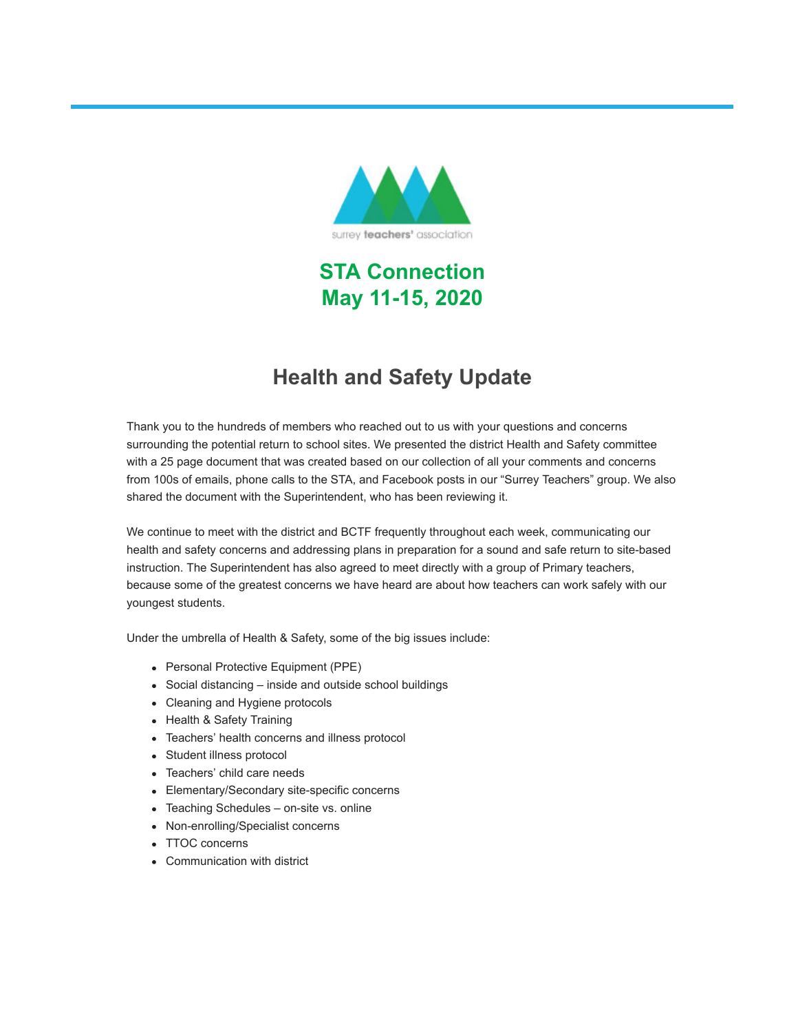# STA Connection
# May 11-15, 2020

## Health and Safety Update

Thank you to the hundreds of members who reached out to us with your questions and concerns surrounding the potential return to school sites. We presented the district Health and Safety committee with a 25 page document that was created based on our collection of all your comments and concerns from 100s of emails, phone calls to the STA, and Facebook posts in our "Surrey Teachers" group. We also shared the document with the Superintendent, who has been reviewing it.

We continue to meet with the district and BCTF frequently throughout each week, communicating our health and safety concerns and addressing plans in preparation for a sound and safe return to site-based instruction. The Superintendent has also agreed to meet directly with a group of Primary teachers, because some of the greatest concerns we have heard are about how teachers can work safely with our youngest students.

Under the umbrella of Health & Safety, some of the big issues include:

- Personal Protective Equipment (PPE)
- Social distancing – inside and outside school buildings
- Cleaning and Hygiene protocols
- Health & Safety Training
- Teachers' health concerns and illness protocol
- Student illness protocol
- Teachers' child care needs
- Elementary/Secondary site-specific concerns
- Teaching Schedules – on-site vs. online
- Non-enrolling/Specialist concerns
- TTOC concerns
- Communication with district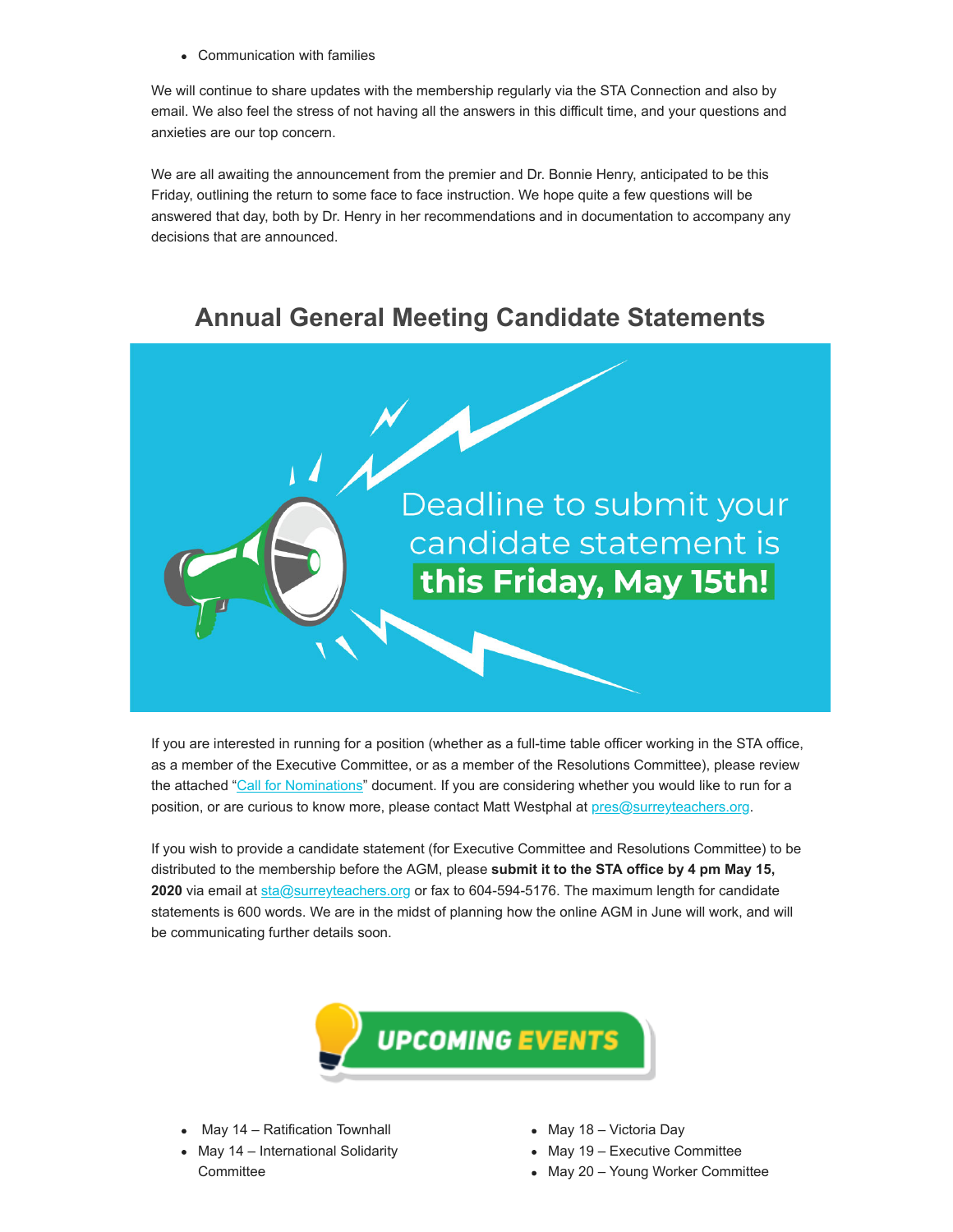- Communication with families

We will continue to share updates with the membership regularly via the STA Connection and also by email. We also feel the stress of not having all the answers in this difficult time, and your questions and anxieties are our top concern.

We are all awaiting the announcement from the premier and Dr. Bonnie Henry, anticipated to be this Friday, outlining the return to some face to face instruction. We hope quite a few questions will be answered that day, both by Dr. Henry in her recommendations and in documentation to accompany any decisions that are announced.

## Annual General Meeting Candidate Statements

Deadline to submit your candidate statement is **this Friday, May 15th!**

If you are interested in running for a position (whether as a full-time table officer working in the STA office, as a member of the Executive Committee, or as a member of the Resolutions Committee), please review the attached "Call for Nominations" document. If you are considering whether you would like to run for a position, or are curious to know more, please contact Matt Westphal at pres@surreyteachers.org.

If you wish to provide a candidate statement (for Executive Committee and Resolutions Committee) to be distributed to the membership before the AGM, please **submit it to the STA office by 4 pm May 15, 2020** via email at sta@surreyteachers.org or fax to 604-594-5176. The maximum length for candidate statements is 600 words. We are in the midst of planning how the online AGM in June will work, and will be communicating further details soon.

## UPCOMING EVENTS

- May 14 – Ratification Townhall
- May 14 – International Solidarity Committee
- May 18 – Victoria Day
- May 19 – Executive Committee
- May 20 – Young Worker Committee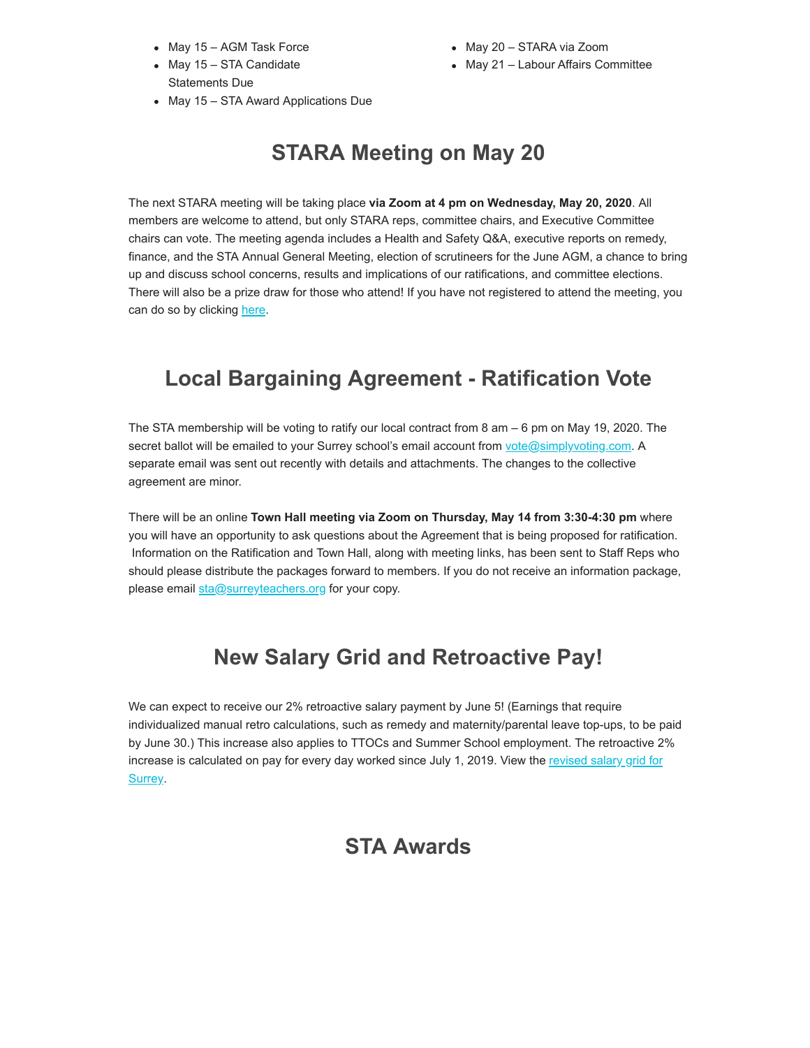- May 15 – AGM Task Force
- May 15 – STA Candidate Statements Due
- May 15 – STA Award Applications Due
- May 20 – STARA via Zoom
- May 21 – Labour Affairs Committee

## STARA Meeting on May 20

The next STARA meeting will be taking place **via Zoom at 4 pm on Wednesday, May 20, 2020**. All members are welcome to attend, but only STARA reps, committee chairs, and Executive Committee chairs can vote. The meeting agenda includes a Health and Safety Q&A, executive reports on remedy, finance, and the STA Annual General Meeting, election of scrutineers for the June AGM, a chance to bring up and discuss school concerns, results and implications of our ratifications, and committee elections. There will also be a prize draw for those who attend! If you have not registered to attend the meeting, you can do so by clicking here.

## Local Bargaining Agreement - Ratification Vote

The STA membership will be voting to ratify our local contract from 8 am – 6 pm on May 19, 2020. The secret ballot will be emailed to your Surrey school's email account from vote@simplyvoting.com. A separate email was sent out recently with details and attachments. The changes to the collective agreement are minor.

There will be an online **Town Hall meeting via Zoom on Thursday, May 14 from 3:30-4:30 pm** where you will have an opportunity to ask questions about the Agreement that is being proposed for ratification. Information on the Ratification and Town Hall, along with meeting links, has been sent to Staff Reps who should please distribute the packages forward to members. If you do not receive an information package, please email sta@surreyteachers.org for your copy.

## New Salary Grid and Retroactive Pay!

We can expect to receive our 2% retroactive salary payment by June 5! (Earnings that require individualized manual retro calculations, such as remedy and maternity/parental leave top-ups, to be paid by June 30.) This increase also applies to TTOCs and Summer School employment. The retroactive 2% increase is calculated on pay for every day worked since July 1, 2019. View the revised salary grid for Surrey.

## STA Awards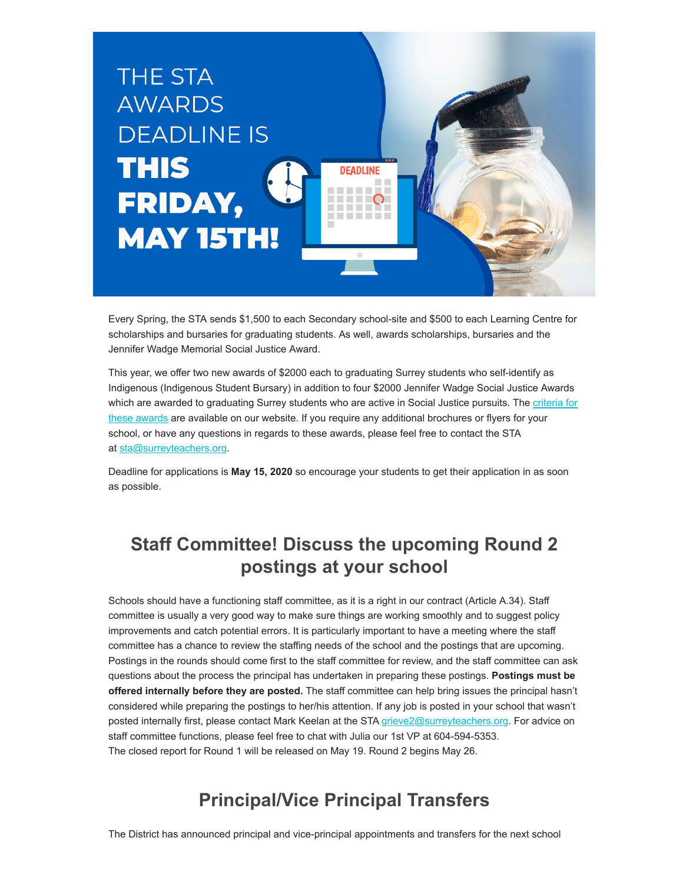# THE STA AWARDS DEADLINE IS **THIS FRIDAY, MAY 15TH!**

Every Spring, the STA sends $1,500 to each Secondary school-site and $500 to each Learning Centre for scholarships and bursaries for graduating students. As well, awards scholarships, bursaries and the Jennifer Wadge Memorial Social Justice Award.

This year, we offer two new awards of $2000 each to graduating Surrey students who self-identify as Indigenous (Indigenous Student Bursary) in addition to four $2000 Jennifer Wadge Social Justice Awards which are awarded to graduating Surrey students who are active in Social Justice pursuits. The criteria for these awards are available on our website. If you require any additional brochures or flyers for your school, or have any questions in regards to these awards, please feel free to contact the STA at sta@surreyteachers.org.

Deadline for applications is **May 15, 2020** so encourage your students to get their application in as soon as possible.

## Staff Committee! Discuss the upcoming Round 2 postings at your school

Schools should have a functioning staff committee, as it is a right in our contract (Article A.34). Staff committee is usually a very good way to make sure things are working smoothly and to suggest policy improvements and catch potential errors. It is particularly important to have a meeting where the staff committee has a chance to review the staffing needs of the school and the postings that are upcoming. Postings in the rounds should come first to the staff committee for review, and the staff committee can ask questions about the process the principal has undertaken in preparing these postings. **Postings must be offered internally before they are posted.** The staff committee can help bring issues the principal hasn't considered while preparing the postings to her/his attention. If any job is posted in your school that wasn't posted internally first, please contact Mark Keelan at the STA grieve2@surreyteachers.org. For advice on staff committee functions, please feel free to chat with Julia our 1st VP at 604-594-5353.
The closed report for Round 1 will be released on May 19. Round 2 begins May 26.

## Principal/Vice Principal Transfers

The District has announced principal and vice-principal appointments and transfers for the next school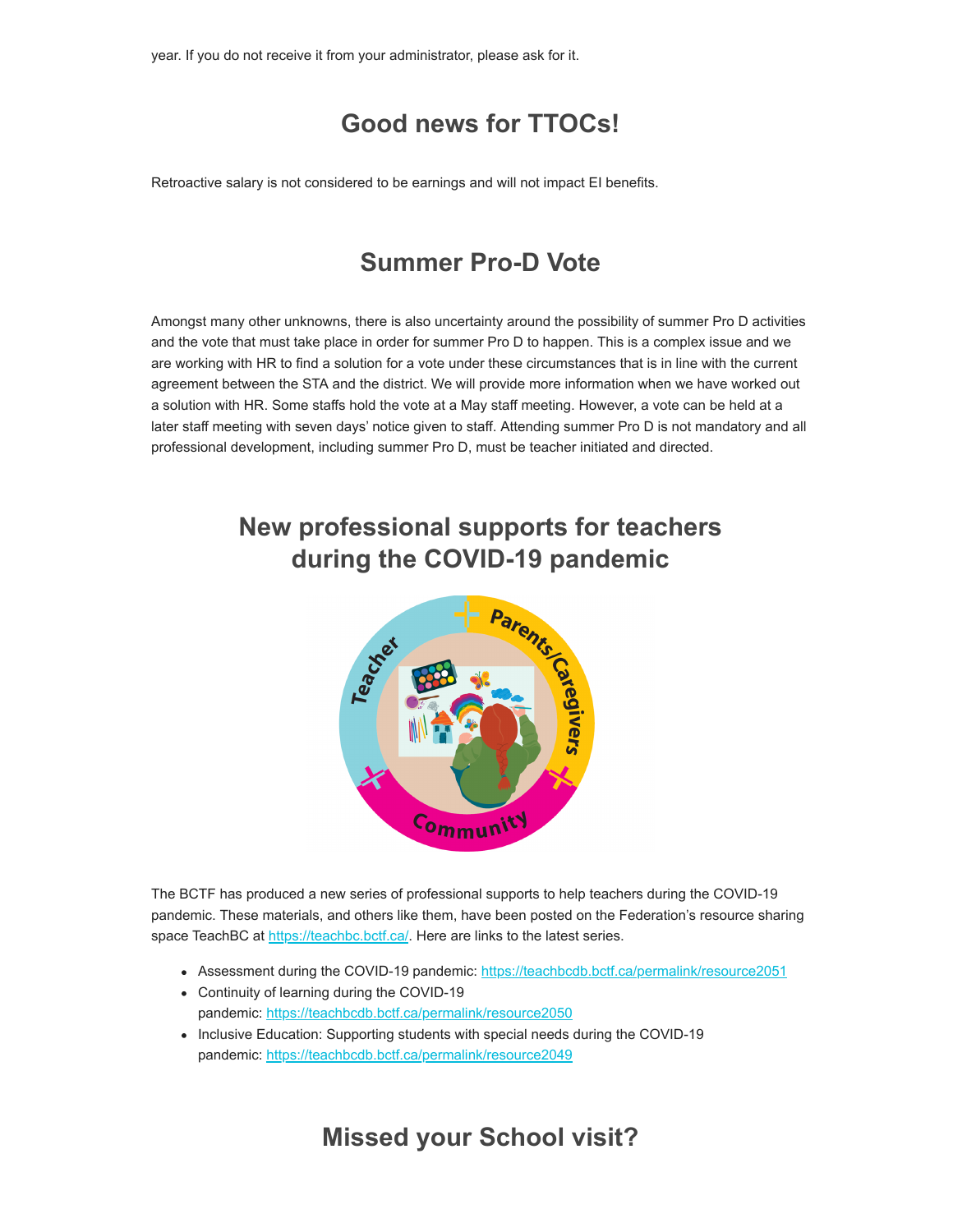year. If you do not receive it from your administrator, please ask for it.

## Good news for TTOCs!

Retroactive salary is not considered to be earnings and will not impact EI benefits.

## Summer Pro-D Vote

Amongst many other unknowns, there is also uncertainty around the possibility of summer Pro D activities and the vote that must take place in order for summer Pro D to happen. This is a complex issue and we are working with HR to find a solution for a vote under these circumstances that is in line with the current agreement between the STA and the district. We will provide more information when we have worked out a solution with HR. Some staffs hold the vote at a May staff meeting. However, a vote can be held at a later staff meeting with seven days' notice given to staff. Attending summer Pro D is not mandatory and all professional development, including summer Pro D, must be teacher initiated and directed.

## New professional supports for teachers during the COVID-19 pandemic

The BCTF has produced a new series of professional supports to help teachers during the COVID-19 pandemic. These materials, and others like them, have been posted on the Federation's resource sharing space TeachBC at https://teachbc.bctf.ca/. Here are links to the latest series.

- Assessment during the COVID-19 pandemic: https://teachbcdb.bctf.ca/permalink/resource2051
- Continuity of learning during the COVID-19 pandemic: https://teachbcdb.bctf.ca/permalink/resource2050
- Inclusive Education: Supporting students with special needs during the COVID-19 pandemic: https://teachbcdb.bctf.ca/permalink/resource2049

## Missed your School visit?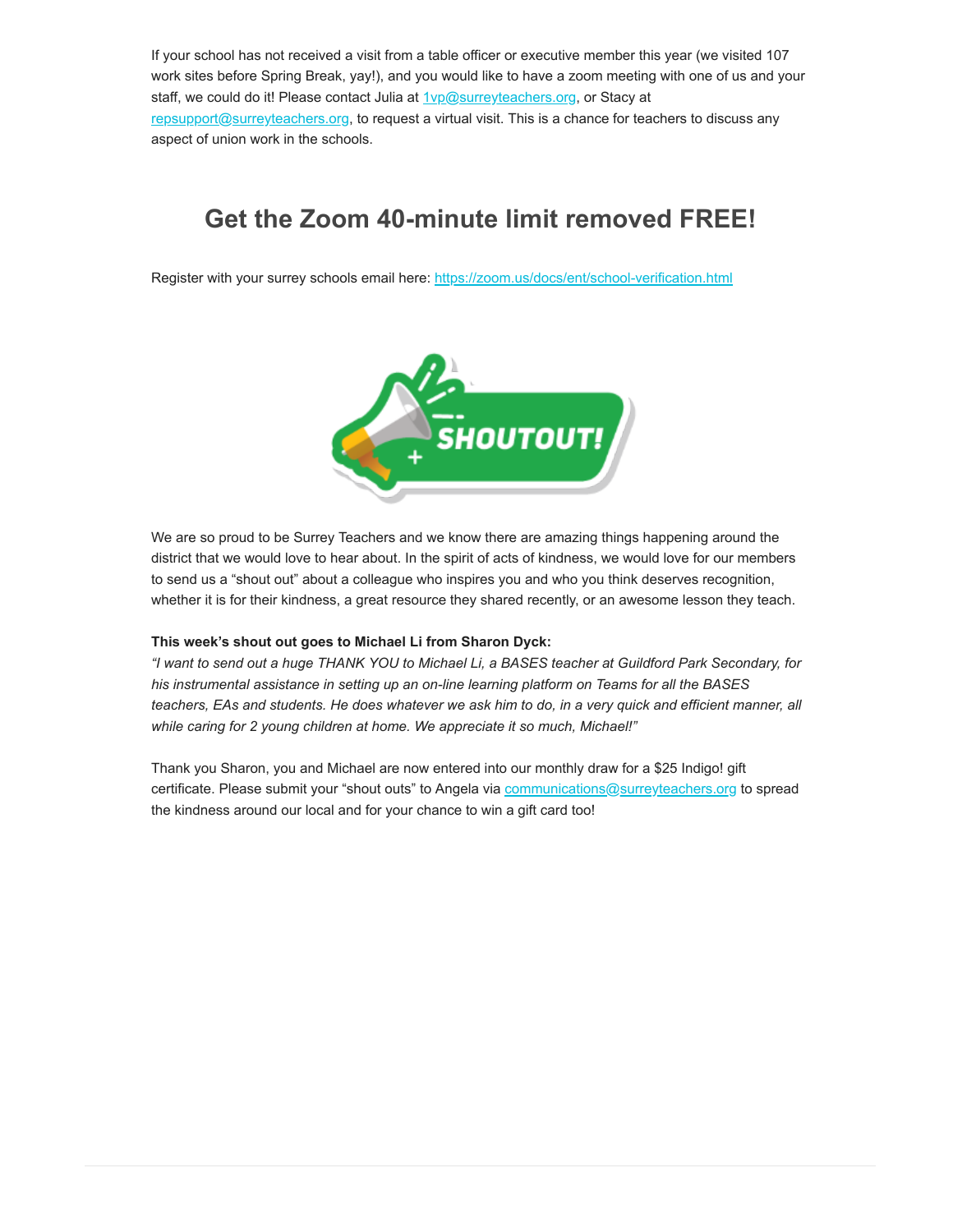If your school has not received a visit from a table officer or executive member this year (we visited 107 work sites before Spring Break, yay!), and you would like to have a zoom meeting with one of us and your staff, we could do it! Please contact Julia at [1vp@surreyteachers.org](mailto:1vp@surreyteachers.org), or Stacy at [repsupport@surreyteachers.org](mailto:repsupport@surreyteachers.org), to request a virtual visit. This is a chance for teachers to discuss any aspect of union work in the schools.

## Get the Zoom 40-minute limit removed FREE!

Register with your surrey schools email here: [https://zoom.us/docs/ent/school-verification.html](https://zoom.us/docs/ent/school-verification.html)

SHOUTOUT!

We are so proud to be Surrey Teachers and we know there are amazing things happening around the district that we would love to hear about. In the spirit of acts of kindness, we would love for our members to send us a “shout out” about a colleague who inspires you and who you think deserves recognition, whether it is for their kindness, a great resource they shared recently, or an awesome lesson they teach.

**This week’s shout out goes to Michael Li from Sharon Dyck:**
*“I want to send out a huge THANK YOU to Michael Li, a BASES teacher at Guildford Park Secondary, for his instrumental assistance in setting up an on-line learning platform on Teams for all the BASES teachers, EAs and students. He does whatever we ask him to do, in a very quick and efficient manner, all while caring for 2 young children at home. We appreciate it so much, Michael!”*

Thank you Sharon, you and Michael are now entered into our monthly draw for a $25 Indigo! gift certificate. Please submit your “shout outs” to Angela via [communications@surreyteachers.org](mailto:communications@surreyteachers.org) to spread the kindness around our local and for your chance to win a gift card too!